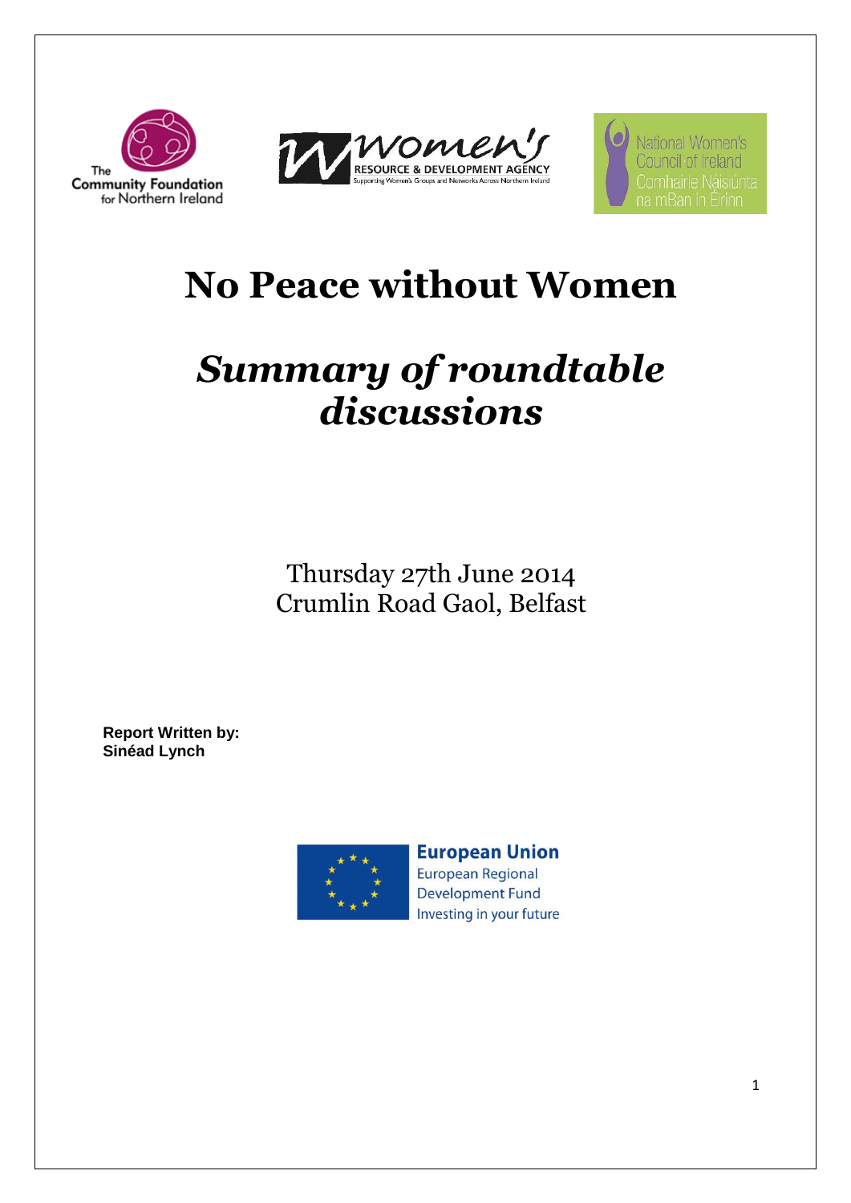The Community Foundation for Northern Ireland

Women's Resource & Development Agency
Supporting Women's Groups and Networks Across Northern Ireland

National Women's Council of Ireland
Comhairle Náisiúnta na mBan in Éirinn

# No Peace without Women

## *Summary of roundtable discussions*

Thursday 27th June 2014
Crumlin Road Gaol, Belfast

**Report Written by:**
**Sinéad Lynch**

European Union
European Regional Development Fund
Investing in your future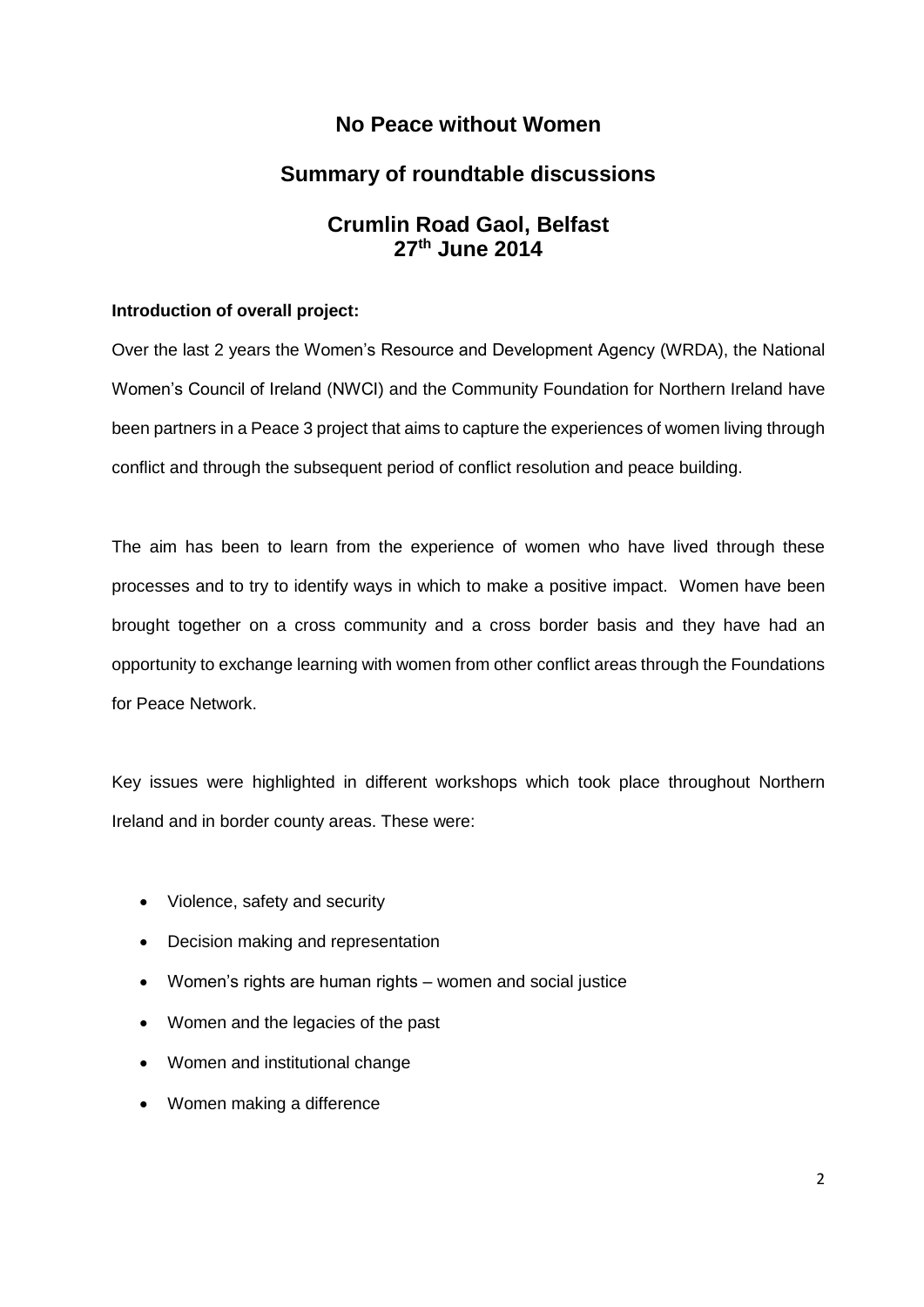# No Peace without Women

## Summary of roundtable discussions

## Crumlin Road Gaol, Belfast
## 27th June 2014

**Introduction of overall project:**

Over the last 2 years the Women's Resource and Development Agency (WRDA), the National Women's Council of Ireland (NWCI) and the Community Foundation for Northern Ireland have been partners in a Peace 3 project that aims to capture the experiences of women living through conflict and through the subsequent period of conflict resolution and peace building.

The aim has been to learn from the experience of women who have lived through these processes and to try to identify ways in which to make a positive impact. Women have been brought together on a cross community and a cross border basis and they have had an opportunity to exchange learning with women from other conflict areas through the Foundations for Peace Network.

Key issues were highlighted in different workshops which took place throughout Northern Ireland and in border county areas. These were:

- Violence, safety and security
- Decision making and representation
- Women's rights are human rights – women and social justice
- Women and the legacies of the past
- Women and institutional change
- Women making a difference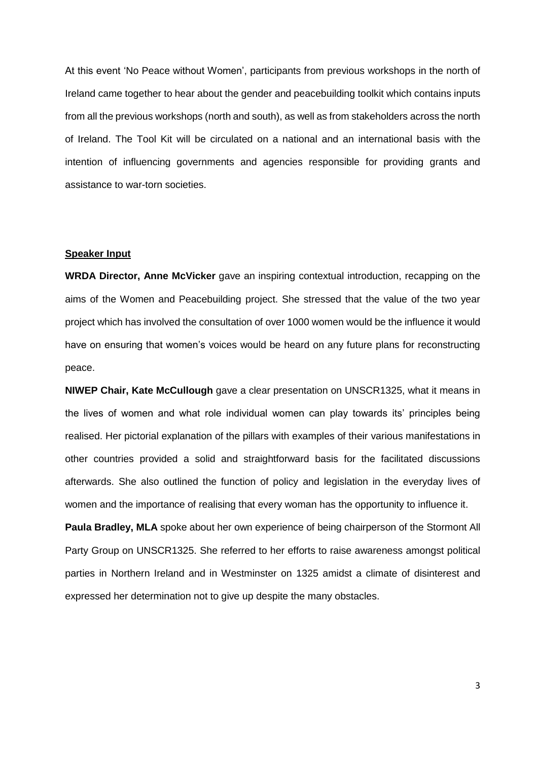At this event 'No Peace without Women', participants from previous workshops in the north of Ireland came together to hear about the gender and peacebuilding toolkit which contains inputs from all the previous workshops (north and south), as well as from stakeholders across the north of Ireland. The Tool Kit will be circulated on a national and an international basis with the intention of influencing governments and agencies responsible for providing grants and assistance to war-torn societies.

**Speaker Input**

**WRDA Director, Anne McVicker** gave an inspiring contextual introduction, recapping on the aims of the Women and Peacebuilding project. She stressed that the value of the two year project which has involved the consultation of over 1000 women would be the influence it would have on ensuring that women's voices would be heard on any future plans for reconstructing peace.

**NIWEP Chair, Kate McCullough** gave a clear presentation on UNSCR1325, what it means in the lives of women and what role individual women can play towards its' principles being realised. Her pictorial explanation of the pillars with examples of their various manifestations in other countries provided a solid and straightforward basis for the facilitated discussions afterwards. She also outlined the function of policy and legislation in the everyday lives of women and the importance of realising that every woman has the opportunity to influence it.

**Paula Bradley, MLA** spoke about her own experience of being chairperson of the Stormont All Party Group on UNSCR1325. She referred to her efforts to raise awareness amongst political parties in Northern Ireland and in Westminster on 1325 amidst a climate of disinterest and expressed her determination not to give up despite the many obstacles.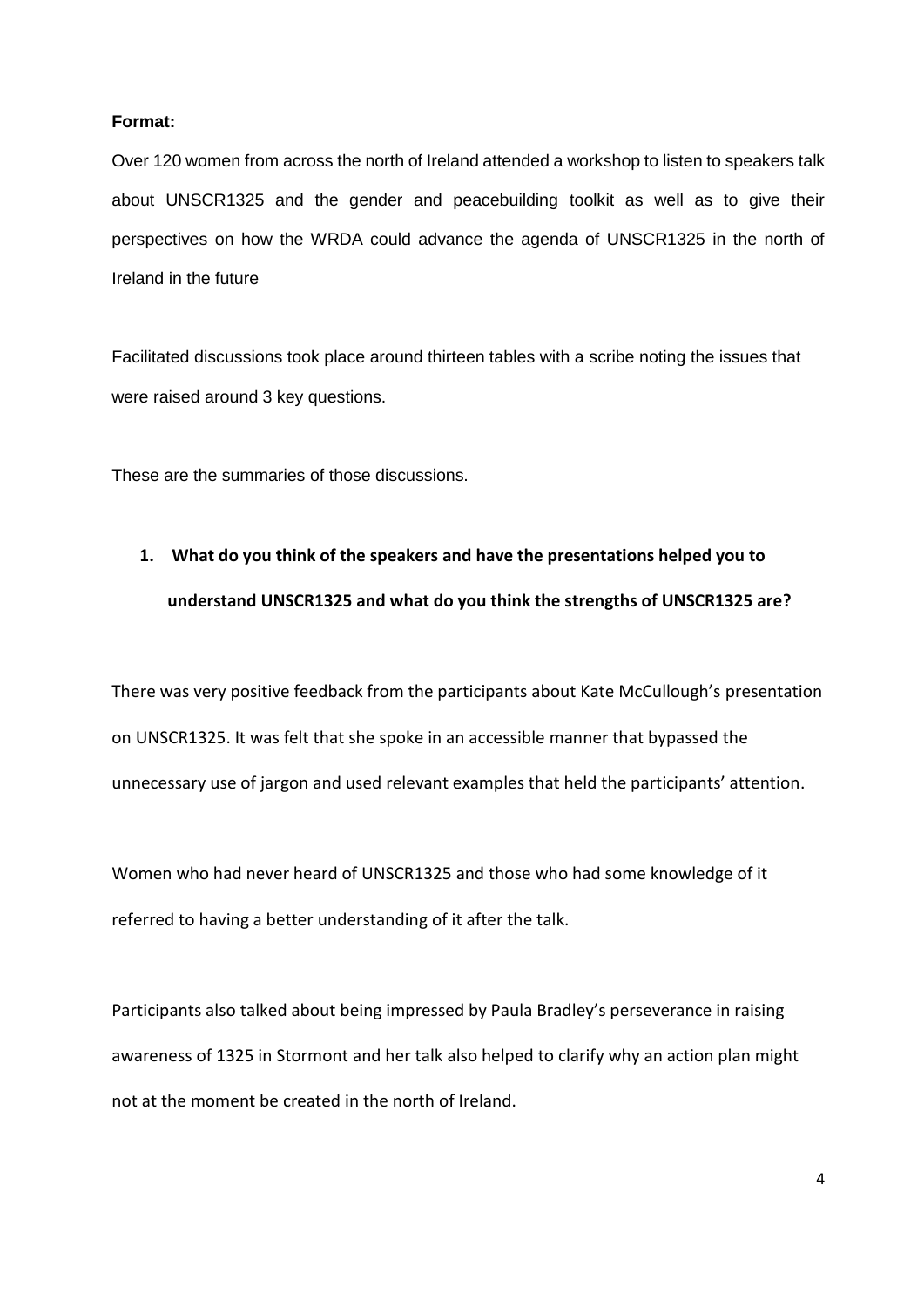**Format:**

Over 120 women from across the north of Ireland attended a workshop to listen to speakers talk about UNSCR1325 and the gender and peacebuilding toolkit as well as to give their perspectives on how the WRDA could advance the agenda of UNSCR1325 in the north of Ireland in the future

Facilitated discussions took place around thirteen tables with a scribe noting the issues that were raised around 3 key questions.

These are the summaries of those discussions.

1. **What do you think of the speakers and have the presentations helped you to understand UNSCR1325 and what do you think the strengths of UNSCR1325 are?**

There was very positive feedback from the participants about Kate McCullough's presentation on UNSCR1325. It was felt that she spoke in an accessible manner that bypassed the unnecessary use of jargon and used relevant examples that held the participants' attention.

Women who had never heard of UNSCR1325 and those who had some knowledge of it referred to having a better understanding of it after the talk.

Participants also talked about being impressed by Paula Bradley's perseverance in raising awareness of 1325 in Stormont and her talk also helped to clarify why an action plan might not at the moment be created in the north of Ireland.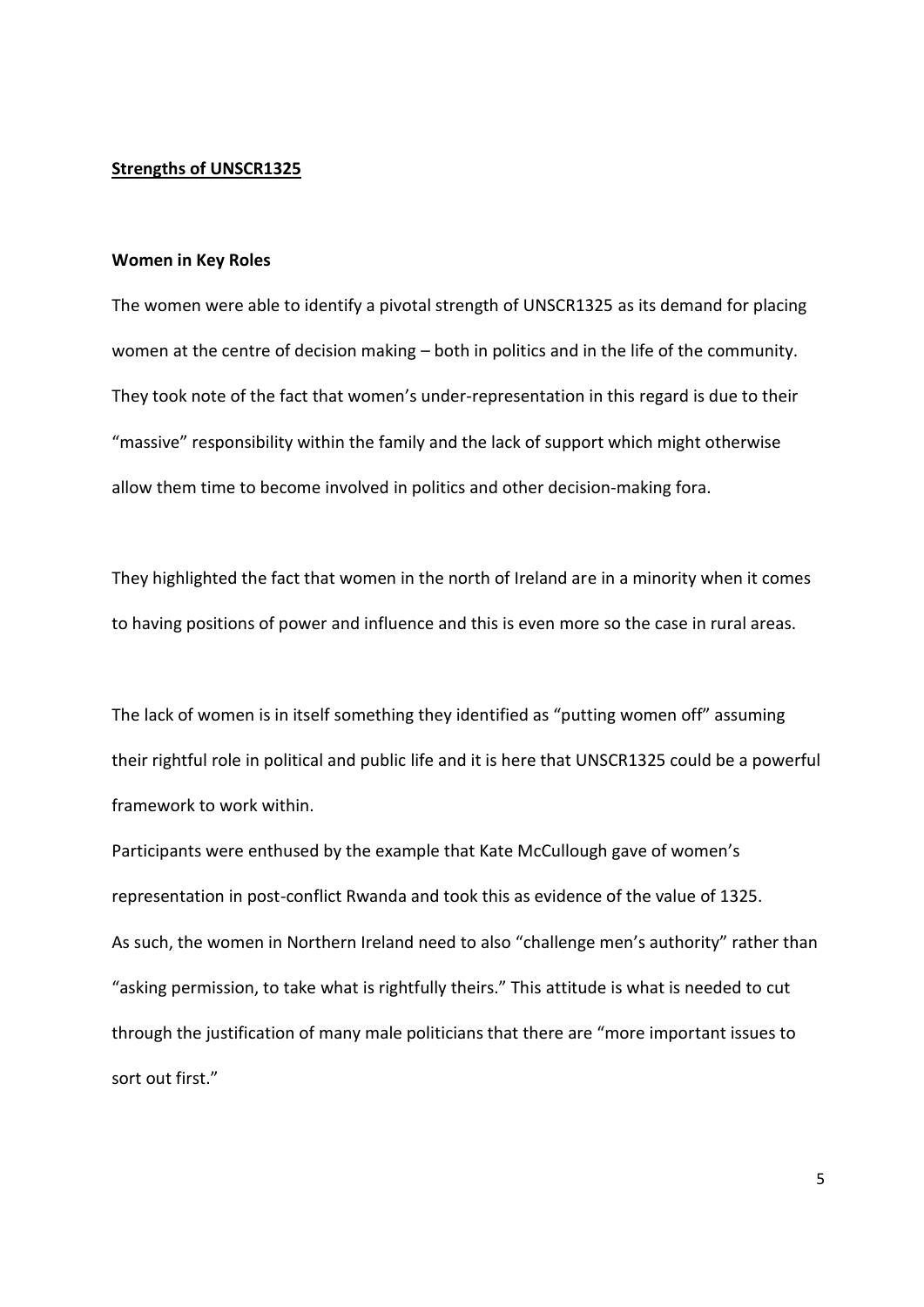## Strengths of UNSCR1325

### Women in Key Roles

The women were able to identify a pivotal strength of UNSCR1325 as its demand for placing women at the centre of decision making – both in politics and in the life of the community. They took note of the fact that women's under-representation in this regard is due to their "massive" responsibility within the family and the lack of support which might otherwise allow them time to become involved in politics and other decision-making fora.

They highlighted the fact that women in the north of Ireland are in a minority when it comes to having positions of power and influence and this is even more so the case in rural areas.

The lack of women is in itself something they identified as "putting women off" assuming their rightful role in political and public life and it is here that UNSCR1325 could be a powerful framework to work within.

Participants were enthused by the example that Kate McCullough gave of women's representation in post-conflict Rwanda and took this as evidence of the value of 1325.

As such, the women in Northern Ireland need to also "challenge men's authority" rather than "asking permission, to take what is rightfully theirs." This attitude is what is needed to cut through the justification of many male politicians that there are "more important issues to sort out first."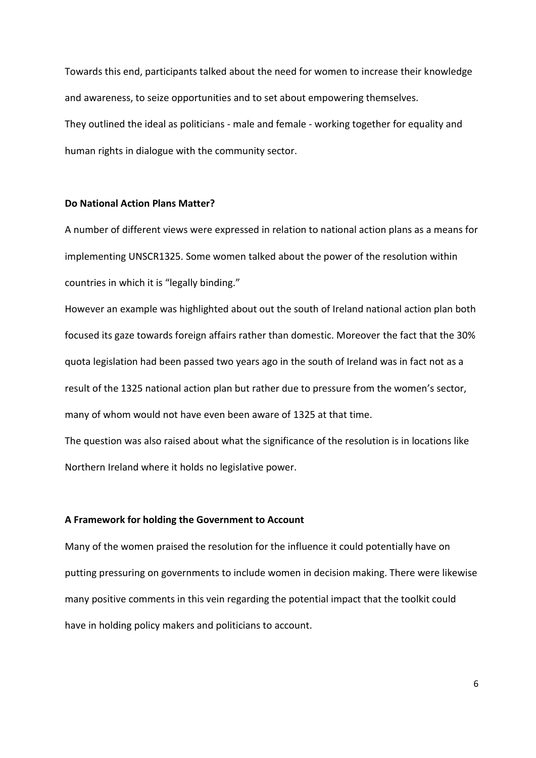Towards this end, participants talked about the need for women to increase their knowledge and awareness, to seize opportunities and to set about empowering themselves.

They outlined the ideal as politicians - male and female - working together for equality and human rights in dialogue with the community sector.

**Do National Action Plans Matter?**

A number of different views were expressed in relation to national action plans as a means for implementing UNSCR1325. Some women talked about the power of the resolution within countries in which it is "legally binding."

However an example was highlighted about out the south of Ireland national action plan both focused its gaze towards foreign affairs rather than domestic. Moreover the fact that the 30% quota legislation had been passed two years ago in the south of Ireland was in fact not as a result of the 1325 national action plan but rather due to pressure from the women's sector, many of whom would not have even been aware of 1325 at that time.

The question was also raised about what the significance of the resolution is in locations like Northern Ireland where it holds no legislative power.

**A Framework for holding the Government to Account**

Many of the women praised the resolution for the influence it could potentially have on putting pressuring on governments to include women in decision making. There were likewise many positive comments in this vein regarding the potential impact that the toolkit could have in holding policy makers and politicians to account.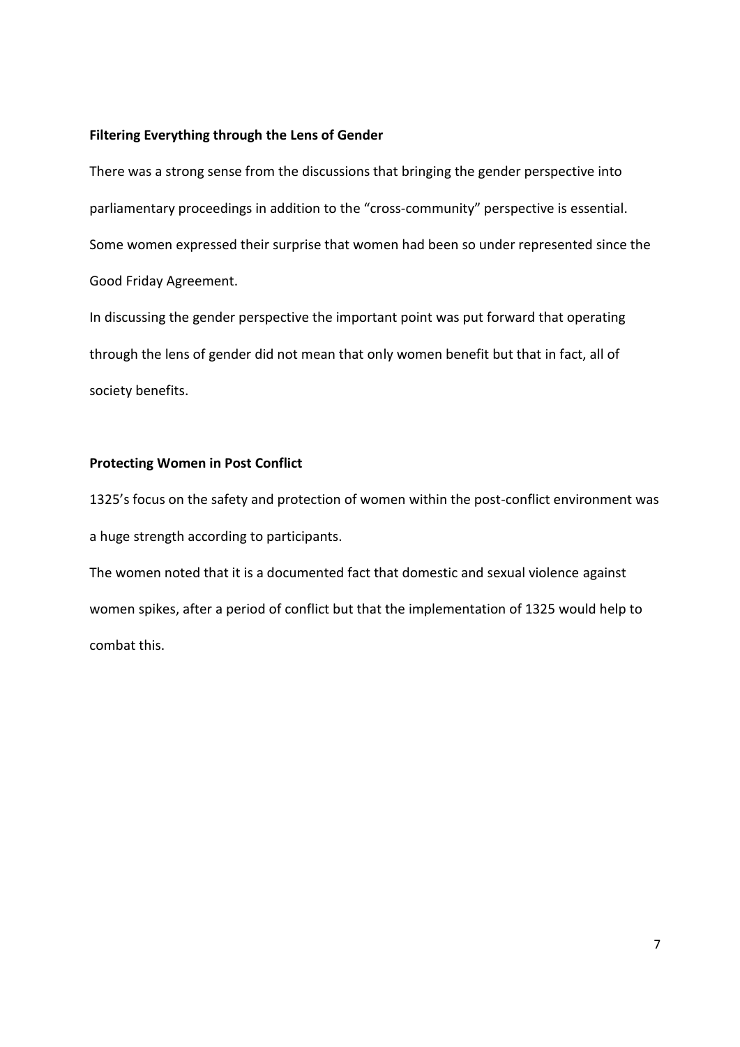**Filtering Everything through the Lens of Gender**

There was a strong sense from the discussions that bringing the gender perspective into parliamentary proceedings in addition to the "cross-community" perspective is essential. Some women expressed their surprise that women had been so under represented since the Good Friday Agreement.

In discussing the gender perspective the important point was put forward that operating through the lens of gender did not mean that only women benefit but that in fact, all of society benefits.

**Protecting Women in Post Conflict**

1325's focus on the safety and protection of women within the post-conflict environment was a huge strength according to participants.

The women noted that it is a documented fact that domestic and sexual violence against women spikes, after a period of conflict but that the implementation of 1325 would help to combat this.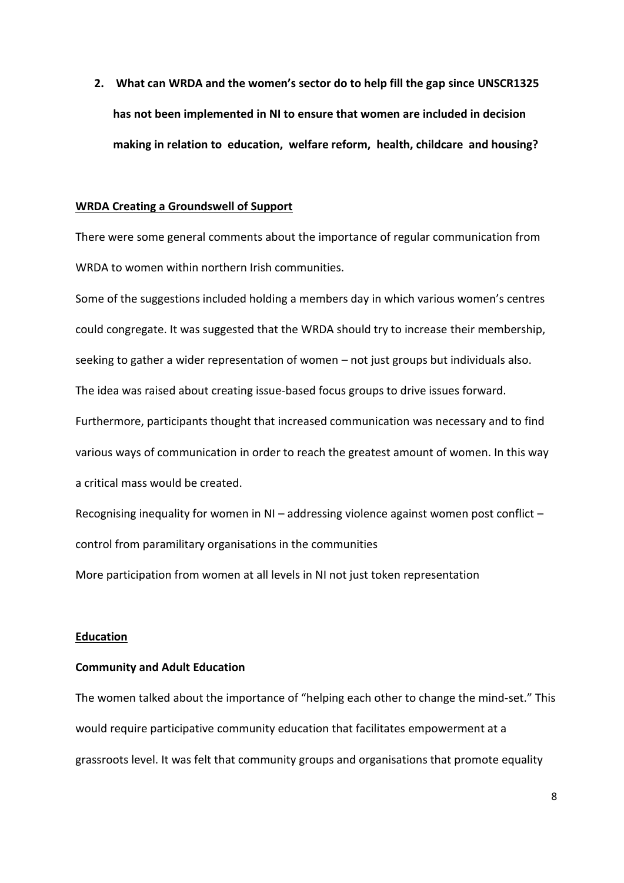**2. What can WRDA and the women's sector do to help fill the gap since UNSCR1325 has not been implemented in NI to ensure that women are included in decision making in relation to education, welfare reform, health, childcare and housing?**

**WRDA Creating a Groundswell of Support**

There were some general comments about the importance of regular communication from WRDA to women within northern Irish communities.

Some of the suggestions included holding a members day in which various women's centres could congregate. It was suggested that the WRDA should try to increase their membership, seeking to gather a wider representation of women – not just groups but individuals also. The idea was raised about creating issue-based focus groups to drive issues forward. Furthermore, participants thought that increased communication was necessary and to find various ways of communication in order to reach the greatest amount of women. In this way a critical mass would be created.

Recognising inequality for women in NI – addressing violence against women post conflict – control from paramilitary organisations in the communities

More participation from women at all levels in NI not just token representation

**Education**

**Community and Adult Education**

The women talked about the importance of "helping each other to change the mind-set." This would require participative community education that facilitates empowerment at a grassroots level. It was felt that community groups and organisations that promote equality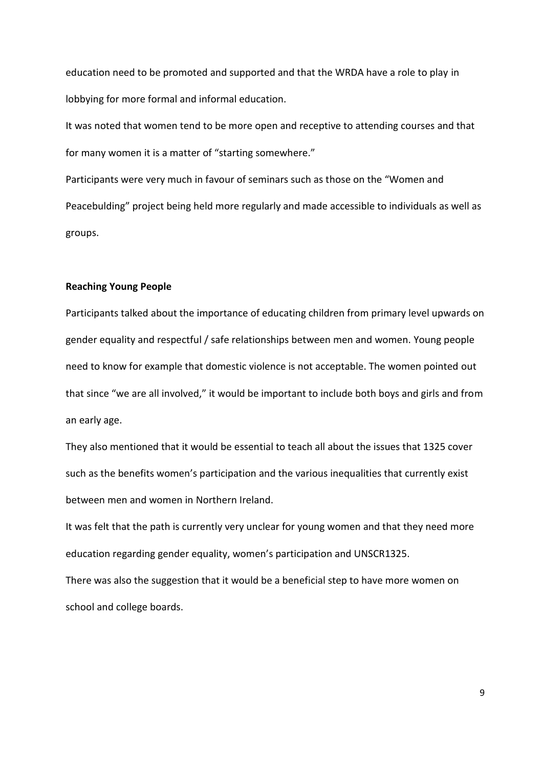education need to be promoted and supported and that the WRDA have a role to play in lobbying for more formal and informal education.

It was noted that women tend to be more open and receptive to attending courses and that for many women it is a matter of "starting somewhere."

Participants were very much in favour of seminars such as those on the "Women and Peacebulding" project being held more regularly and made accessible to individuals as well as groups.

**Reaching Young People**

Participants talked about the importance of educating children from primary level upwards on gender equality and respectful / safe relationships between men and women. Young people need to know for example that domestic violence is not acceptable. The women pointed out that since "we are all involved," it would be important to include both boys and girls and from an early age.

They also mentioned that it would be essential to teach all about the issues that 1325 cover such as the benefits women's participation and the various inequalities that currently exist between men and women in Northern Ireland.

It was felt that the path is currently very unclear for young women and that they need more education regarding gender equality, women's participation and UNSCR1325.

There was also the suggestion that it would be a beneficial step to have more women on school and college boards.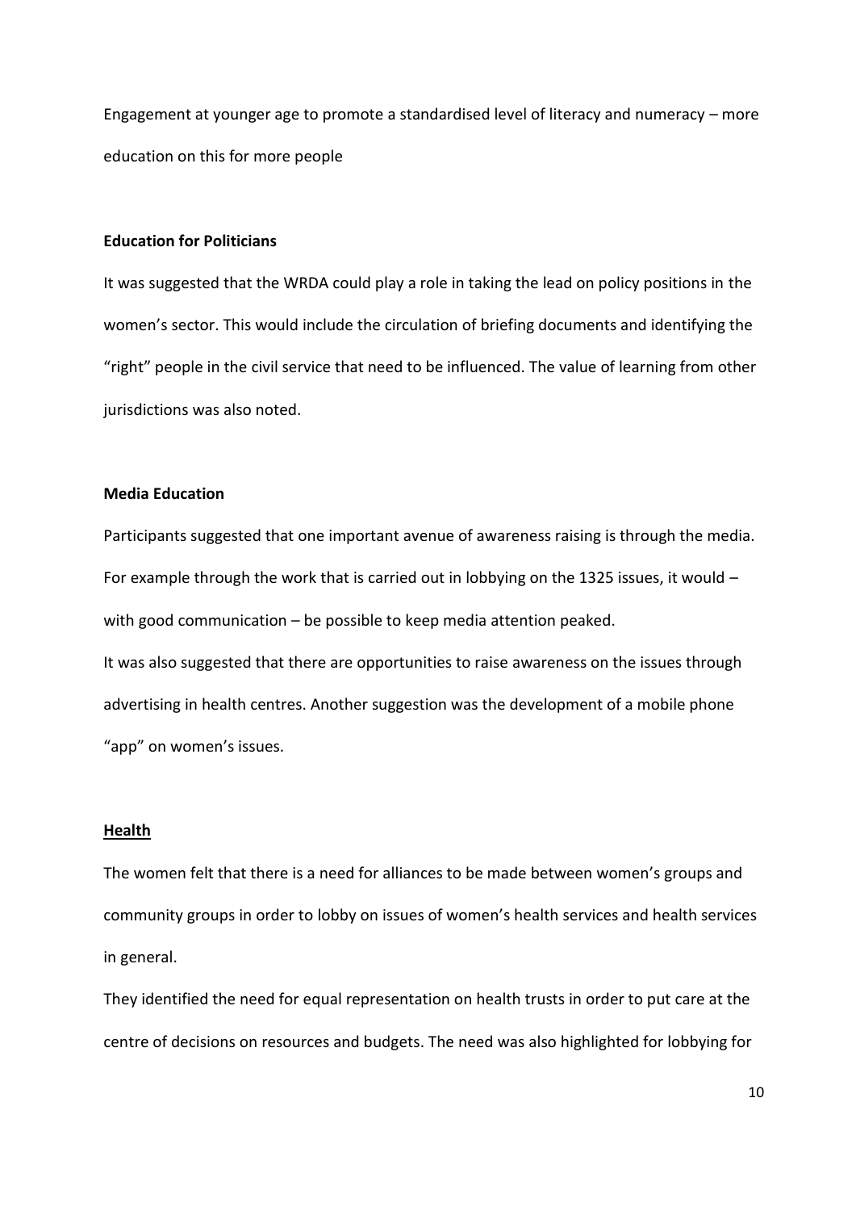Engagement at younger age to promote a standardised level of literacy and numeracy – more education on this for more people

**Education for Politicians**

It was suggested that the WRDA could play a role in taking the lead on policy positions in the women's sector. This would include the circulation of briefing documents and identifying the "right" people in the civil service that need to be influenced. The value of learning from other jurisdictions was also noted.

**Media Education**

Participants suggested that one important avenue of awareness raising is through the media. For example through the work that is carried out in lobbying on the 1325 issues, it would – with good communication – be possible to keep media attention peaked.

It was also suggested that there are opportunities to raise awareness on the issues through advertising in health centres. Another suggestion was the development of a mobile phone "app" on women's issues.

## **Health**

The women felt that there is a need for alliances to be made between women's groups and community groups in order to lobby on issues of women's health services and health services in general.

They identified the need for equal representation on health trusts in order to put care at the centre of decisions on resources and budgets. The need was also highlighted for lobbying for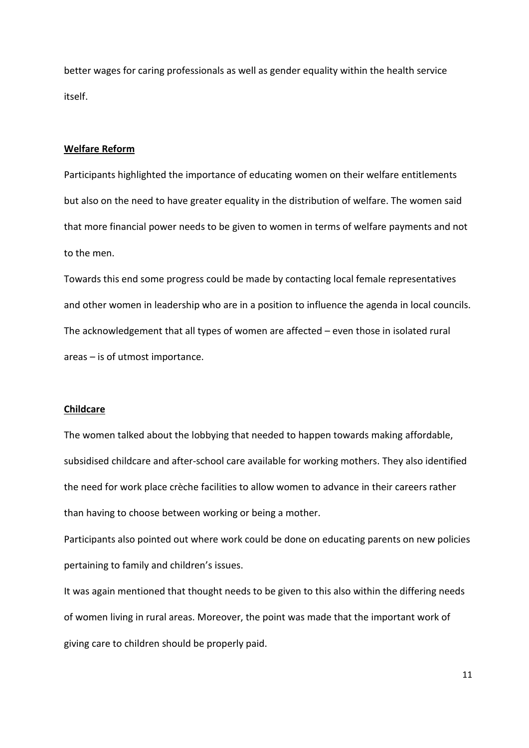better wages for caring professionals as well as gender equality within the health service itself.

**Welfare Reform**

Participants highlighted the importance of educating women on their welfare entitlements but also on the need to have greater equality in the distribution of welfare. The women said that more financial power needs to be given to women in terms of welfare payments and not to the men.

Towards this end some progress could be made by contacting local female representatives and other women in leadership who are in a position to influence the agenda in local councils. The acknowledgement that all types of women are affected – even those in isolated rural areas – is of utmost importance.

**Childcare**

The women talked about the lobbying that needed to happen towards making affordable, subsidised childcare and after-school care available for working mothers. They also identified the need for work place crèche facilities to allow women to advance in their careers rather than having to choose between working or being a mother.

Participants also pointed out where work could be done on educating parents on new policies pertaining to family and children's issues.

It was again mentioned that thought needs to be given to this also within the differing needs of women living in rural areas. Moreover, the point was made that the important work of giving care to children should be properly paid.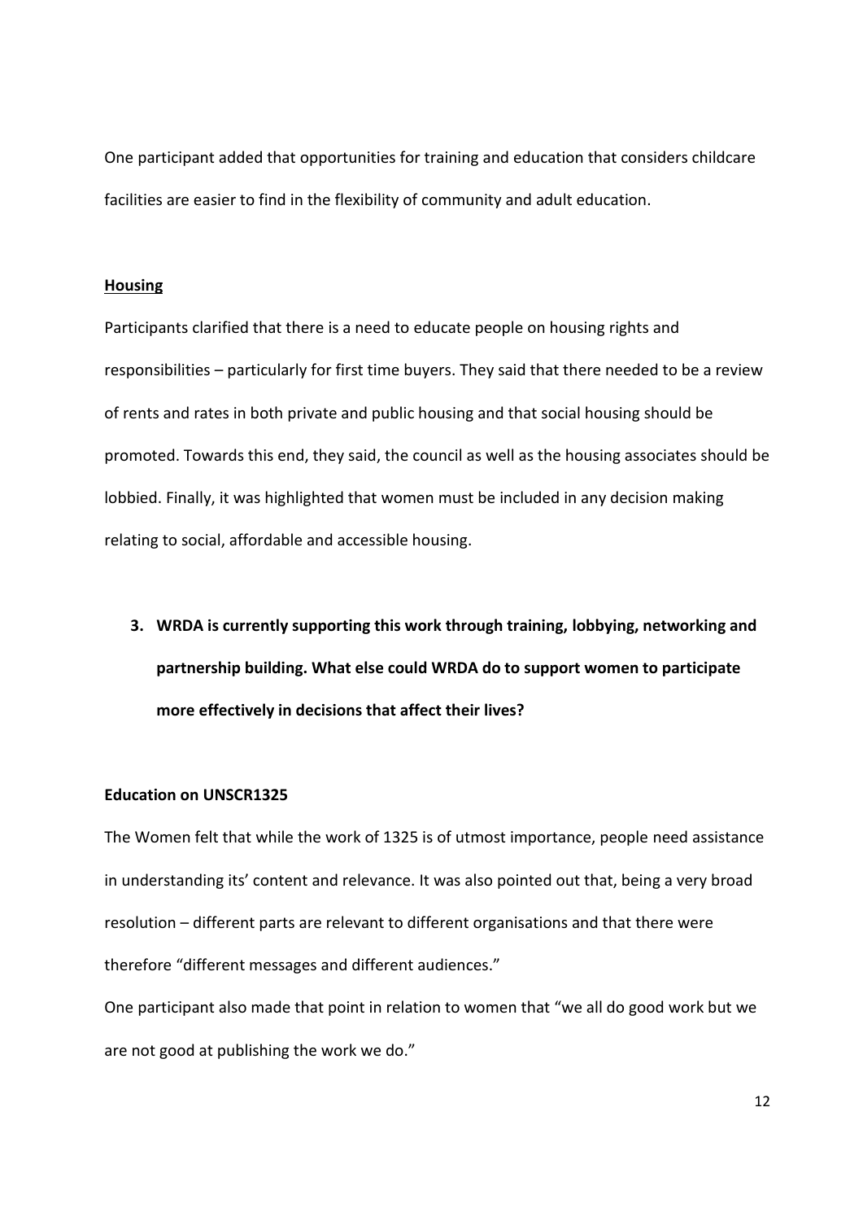One participant added that opportunities for training and education that considers childcare facilities are easier to find in the flexibility of community and adult education.

**<u>Housing</u>**

Participants clarified that there is a need to educate people on housing rights and responsibilities – particularly for first time buyers. They said that there needed to be a review of rents and rates in both private and public housing and that social housing should be promoted. Towards this end, they said, the council as well as the housing associates should be lobbied. Finally, it was highlighted that women must be included in any decision making relating to social, affordable and accessible housing.

3. **WRDA is currently supporting this work through training, lobbying, networking and partnership building. What else could WRDA do to support women to participate more effectively in decisions that affect their lives?**

**Education on UNSCR1325**

The Women felt that while the work of 1325 is of utmost importance, people need assistance in understanding its' content and relevance. It was also pointed out that, being a very broad resolution – different parts are relevant to different organisations and that there were therefore "different messages and different audiences."

One participant also made that point in relation to women that "we all do good work but we are not good at publishing the work we do."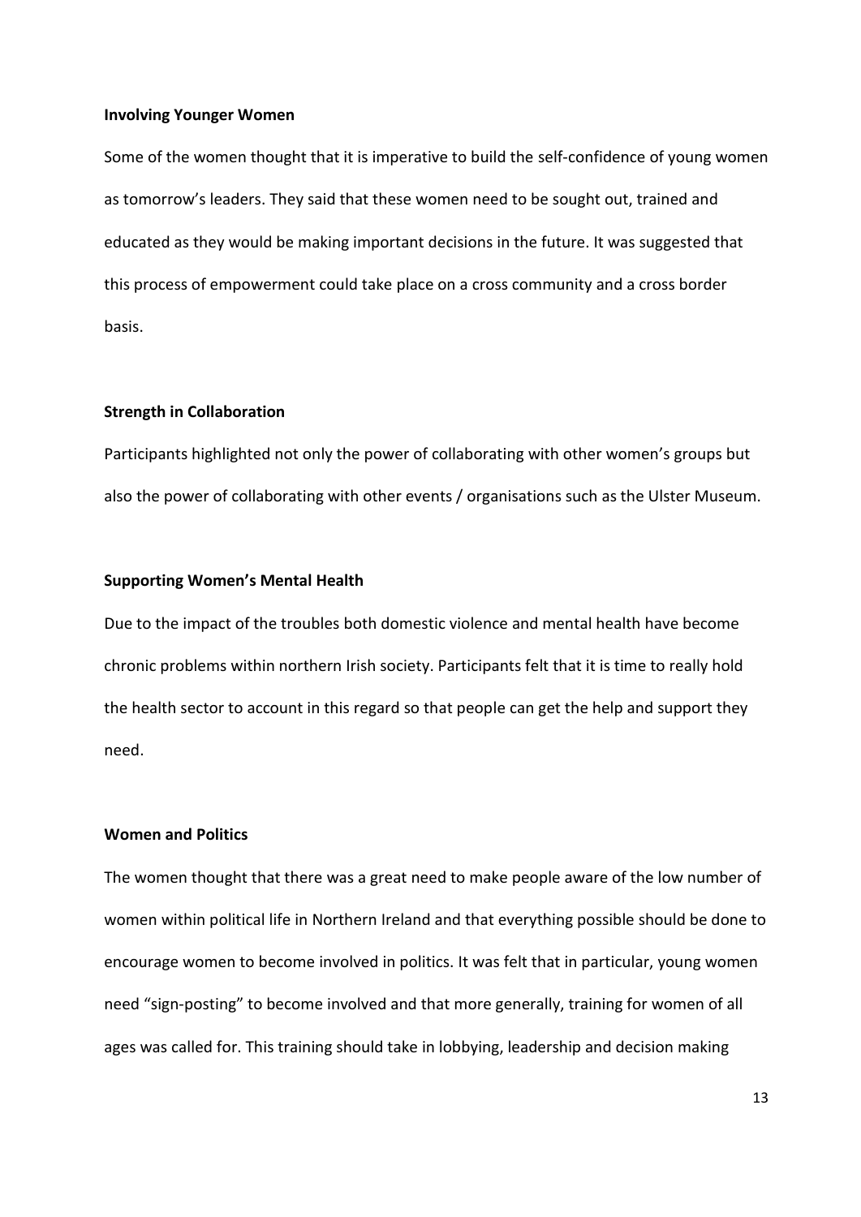**Involving Younger Women**

Some of the women thought that it is imperative to build the self-confidence of young women as tomorrow's leaders. They said that these women need to be sought out, trained and educated as they would be making important decisions in the future. It was suggested that this process of empowerment could take place on a cross community and a cross border basis.

**Strength in Collaboration**

Participants highlighted not only the power of collaborating with other women's groups but also the power of collaborating with other events / organisations such as the Ulster Museum.

**Supporting Women's Mental Health**

Due to the impact of the troubles both domestic violence and mental health have become chronic problems within northern Irish society. Participants felt that it is time to really hold the health sector to account in this regard so that people can get the help and support they need.

**Women and Politics**

The women thought that there was a great need to make people aware of the low number of women within political life in Northern Ireland and that everything possible should be done to encourage women to become involved in politics. It was felt that in particular, young women need "sign-posting" to become involved and that more generally, training for women of all ages was called for. This training should take in lobbying, leadership and decision making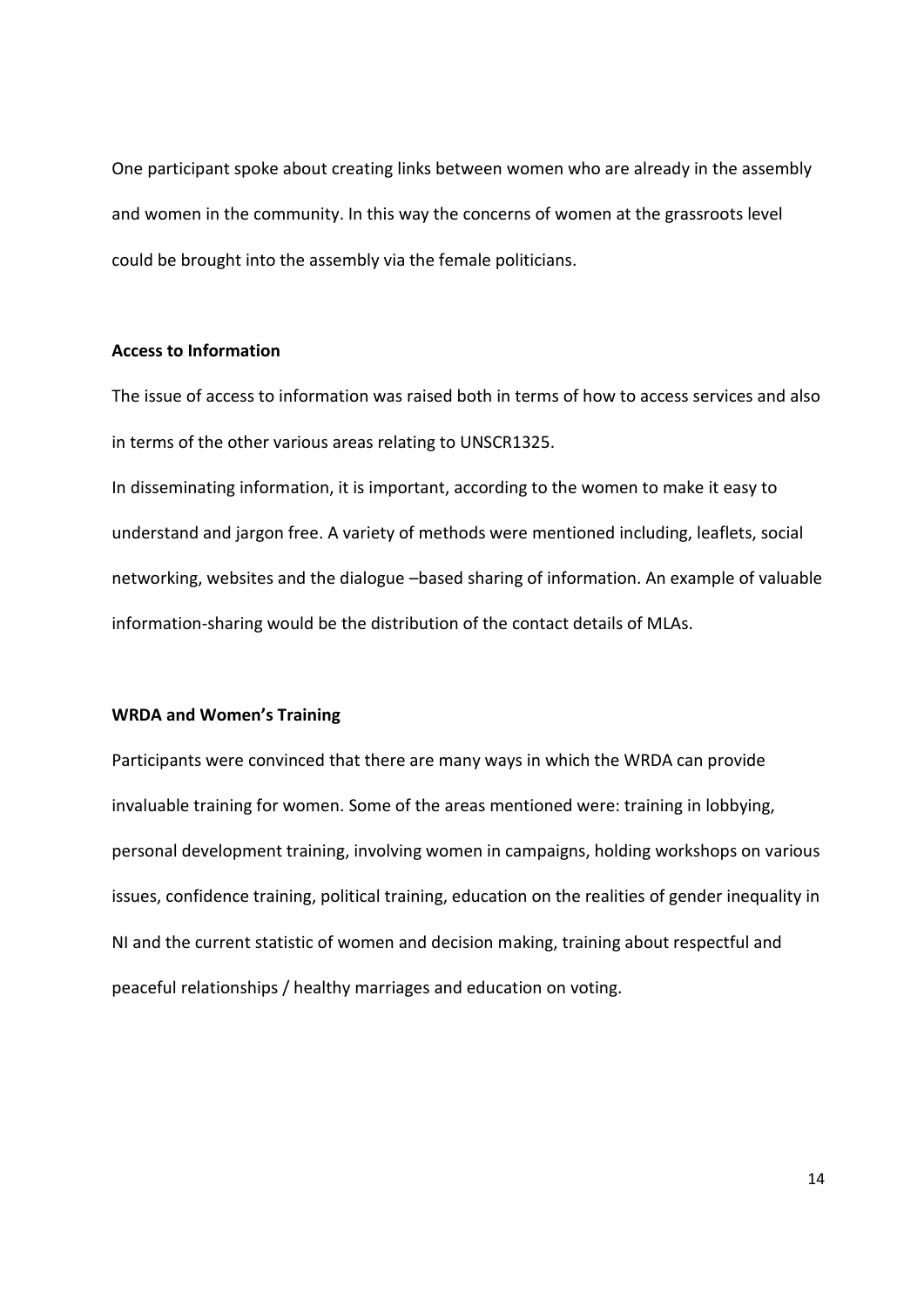One participant spoke about creating links between women who are already in the assembly and women in the community. In this way the concerns of women at the grassroots level could be brought into the assembly via the female politicians.

**Access to Information**

The issue of access to information was raised both in terms of how to access services and also in terms of the other various areas relating to UNSCR1325.

In disseminating information, it is important, according to the women to make it easy to understand and jargon free. A variety of methods were mentioned including, leaflets, social networking, websites and the dialogue –based sharing of information. An example of valuable information-sharing would be the distribution of the contact details of MLAs.

**WRDA and Women's Training**

Participants were convinced that there are many ways in which the WRDA can provide invaluable training for women. Some of the areas mentioned were: training in lobbying, personal development training, involving women in campaigns, holding workshops on various issues, confidence training, political training, education on the realities of gender inequality in NI and the current statistic of women and decision making, training about respectful and peaceful relationships / healthy marriages and education on voting.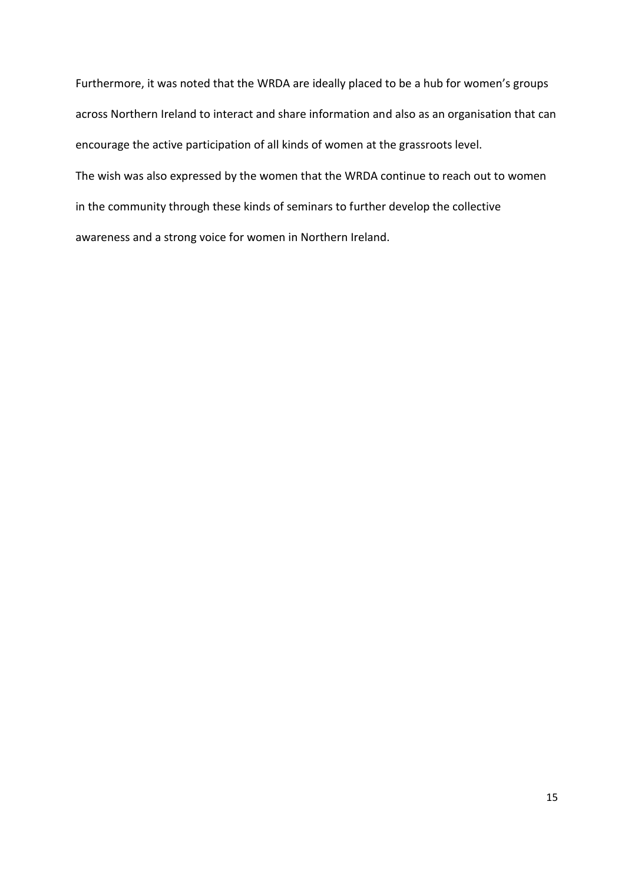Furthermore, it was noted that the WRDA are ideally placed to be a hub for women's groups across Northern Ireland to interact and share information and also as an organisation that can encourage the active participation of all kinds of women at the grassroots level.

The wish was also expressed by the women that the WRDA continue to reach out to women in the community through these kinds of seminars to further develop the collective awareness and a strong voice for women in Northern Ireland.